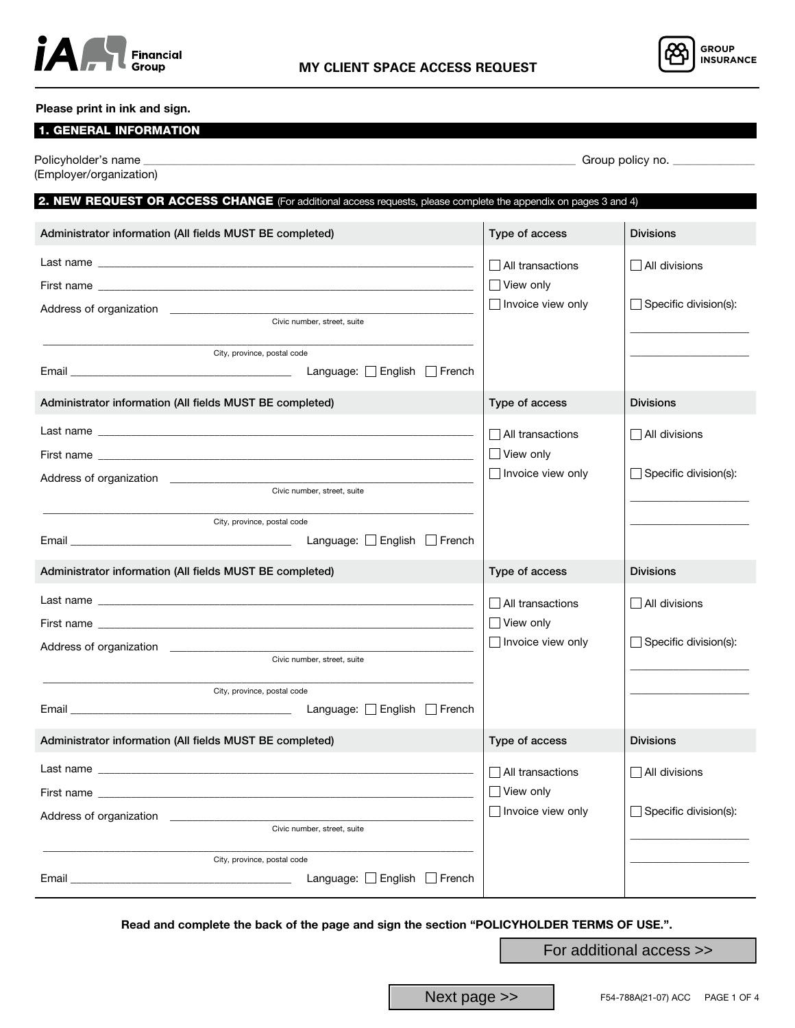iA Financial Group

# MY CLIENT SPACE ACCESS REQUEST

GROUP INSURANCE

**Please print in ink and sign.**

## 1. GENERAL INFORMATION

Policyholder's name ______________________________ Group policy no. ____________
(Employer/organization)

## 2. NEW REQUEST OR ACCESS CHANGE (For additional access requests, please complete the appendix on pages 3 and 4)

| Administrator information (All fields MUST BE completed) | Type of access | Divisions |
|---|---|---|
| Last name ______________________________<br>First name ______________________________<br>Address of organization ______________________________ (Civic number, street, suite)<br>______________________________ (City, province, postal code)<br>Email ____________________ Language: ☐ English ☐ French | ☐ All transactions<br>☐ View only<br>☐ Invoice view only | ☐ All divisions<br>☐ Specific division(s):<br>____________<br>____________ |
| Last name ______________________________<br>First name ______________________________<br>Address of organization ______________________________ (Civic number, street, suite)<br>______________________________ (City, province, postal code)<br>Email ____________________ Language: ☐ English ☐ French | ☐ All transactions<br>☐ View only<br>☐ Invoice view only | ☐ All divisions<br>☐ Specific division(s):<br>____________<br>____________ |
| Last name ______________________________<br>First name ______________________________<br>Address of organization ______________________________ (Civic number, street, suite)<br>______________________________ (City, province, postal code)<br>Email ____________________ Language: ☐ English ☐ French | ☐ All transactions<br>☐ View only<br>☐ Invoice view only | ☐ All divisions<br>☐ Specific division(s):<br>____________<br>____________ |
| Last name ______________________________<br>First name ______________________________<br>Address of organization ______________________________ (Civic number, street, suite)<br>______________________________ (City, province, postal code)<br>Email ____________________ Language: ☐ English ☐ French | ☐ All transactions<br>☐ View only<br>☐ Invoice view only | ☐ All divisions<br>☐ Specific division(s):<br>____________<br>____________ |

**Read and complete the back of the page and sign the section "POLICYHOLDER TERMS OF USE.".**

For additional access >>

Next page >>

F54-788A(21-07) ACC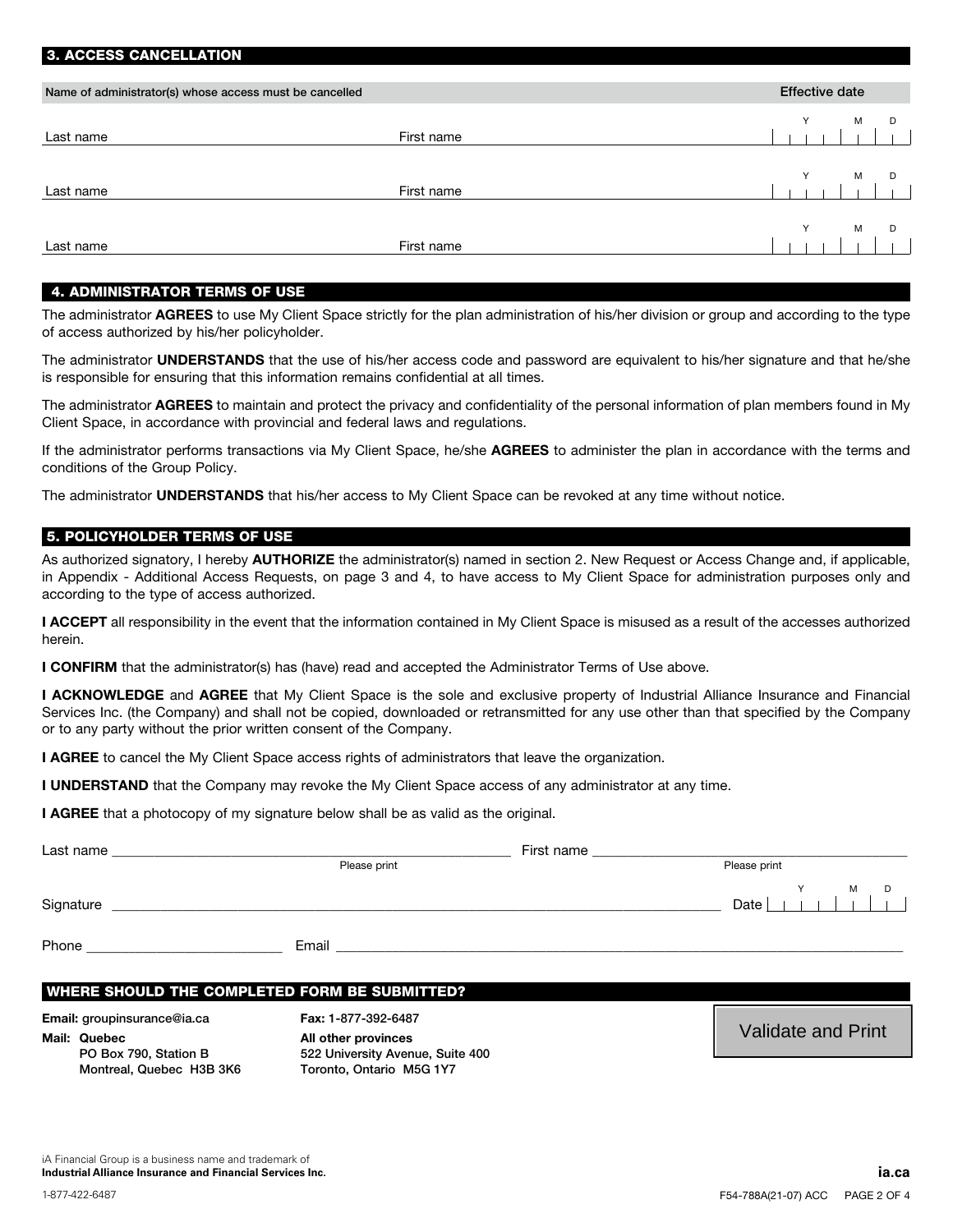## 3. ACCESS CANCELLATION

| Name of administrator(s) whose access must be cancelled | | Effective date |
|---|---|---|
| Last name | First name | Y M D |
| Last name | First name | Y M D |
| Last name | First name | Y M D |

## 4. ADMINISTRATOR TERMS OF USE

The administrator **AGREES** to use My Client Space strictly for the plan administration of his/her division or group and according to the type of access authorized by his/her policyholder.

The administrator **UNDERSTANDS** that the use of his/her access code and password are equivalent to his/her signature and that he/she is responsible for ensuring that this information remains confidential at all times.

The administrator **AGREES** to maintain and protect the privacy and confidentiality of the personal information of plan members found in My Client Space, in accordance with provincial and federal laws and regulations.

If the administrator performs transactions via My Client Space, he/she **AGREES** to administer the plan in accordance with the terms and conditions of the Group Policy.

The administrator **UNDERSTANDS** that his/her access to My Client Space can be revoked at any time without notice.

## 5. POLICYHOLDER TERMS OF USE

As authorized signatory, I hereby **AUTHORIZE** the administrator(s) named in section 2. New Request or Access Change and, if applicable, in Appendix - Additional Access Requests, on page 3 and 4, to have access to My Client Space for administration purposes only and according to the type of access authorized.

**I ACCEPT** all responsibility in the event that the information contained in My Client Space is misused as a result of the accesses authorized herein.

**I CONFIRM** that the administrator(s) has (have) read and accepted the Administrator Terms of Use above.

**I ACKNOWLEDGE** and **AGREE** that My Client Space is the sole and exclusive property of Industrial Alliance Insurance and Financial Services Inc. (the Company) and shall not be copied, downloaded or retransmitted for any use other than that specified by the Company or to any party without the prior written consent of the Company.

**I AGREE** to cancel the My Client Space access rights of administrators that leave the organization.

**I UNDERSTAND** that the Company may revoke the My Client Space access of any administrator at any time.

**I AGREE** that a photocopy of my signature below shall be as valid as the original.

Last name ______________________ (Please print) First name ______________________ (Please print)

Signature ______________________ Date Y M D

Phone ______________________ Email ______________________

## WHERE SHOULD THE COMPLETED FORM BE SUBMITTED?

**Email:** groupinsurance@ia.ca

**Fax:** 1-877-392-6487

**Mail: Quebec**
**PO Box 790, Station B**
**Montreal, Quebec H3B 3K6**

**All other provinces**
**522 University Avenue, Suite 400**
**Toronto, Ontario M5G 1Y7**

Validate and Print

iA Financial Group is a business name and trademark of **Industrial Alliance Insurance and Financial Services Inc.**

**ia.ca**

1-877-422-6487

F54-788A(21-07) ACC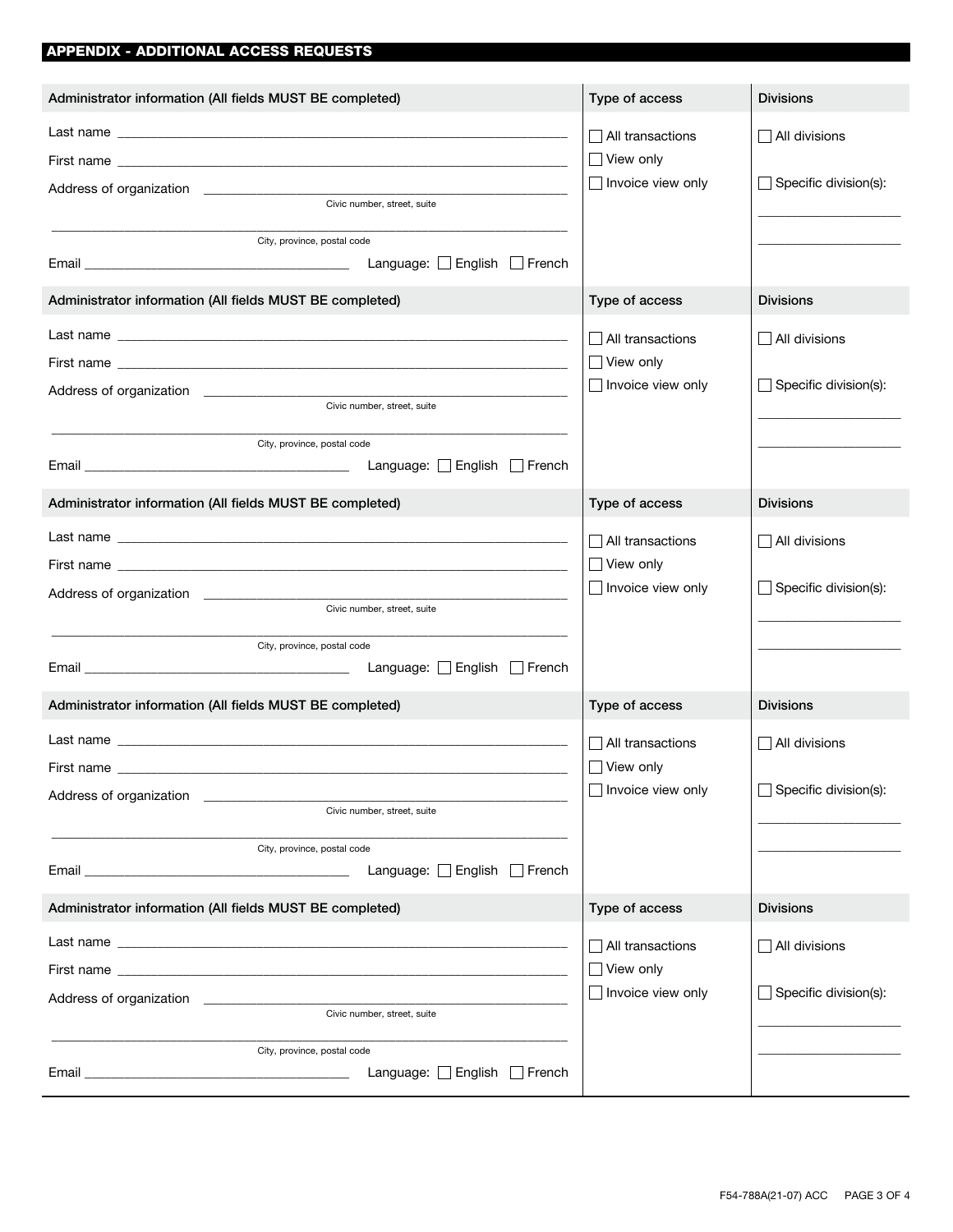## APPENDIX - ADDITIONAL ACCESS REQUESTS

| Administrator information (All fields MUST BE completed) | Type of access | Divisions |
|---|---|---|
| Last name ______________________________<br>First name ______________________________<br>Address of organization ______________________________ (Civic number, street, suite)<br>______________________________ (City, province, postal code)<br>Email ______________________________ Language: ☐ English ☐ French | ☐ All transactions<br>☐ View only<br>☐ Invoice view only | ☐ All divisions<br>☐ Specific division(s):<br>__________________<br>__________________ |

| Administrator information (All fields MUST BE completed) | Type of access | Divisions |
|---|---|---|
| Last name ______________________________<br>First name ______________________________<br>Address of organization ______________________________ (Civic number, street, suite)<br>______________________________ (City, province, postal code)<br>Email ______________________________ Language: ☐ English ☐ French | ☐ All transactions<br>☐ View only<br>☐ Invoice view only | ☐ All divisions<br>☐ Specific division(s):<br>__________________<br>__________________ |

| Administrator information (All fields MUST BE completed) | Type of access | Divisions |
|---|---|---|
| Last name ______________________________<br>First name ______________________________<br>Address of organization ______________________________ (Civic number, street, suite)<br>______________________________ (City, province, postal code)<br>Email ______________________________ Language: ☐ English ☐ French | ☐ All transactions<br>☐ View only<br>☐ Invoice view only | ☐ All divisions<br>☐ Specific division(s):<br>__________________<br>__________________ |

| Administrator information (All fields MUST BE completed) | Type of access | Divisions |
|---|---|---|
| Last name ______________________________<br>First name ______________________________<br>Address of organization ______________________________ (Civic number, street, suite)<br>______________________________ (City, province, postal code)<br>Email ______________________________ Language: ☐ English ☐ French | ☐ All transactions<br>☐ View only<br>☐ Invoice view only | ☐ All divisions<br>☐ Specific division(s):<br>__________________<br>__________________ |

| Administrator information (All fields MUST BE completed) | Type of access | Divisions |
|---|---|---|
| Last name ______________________________<br>First name ______________________________<br>Address of organization ______________________________ (Civic number, street, suite)<br>______________________________ (City, province, postal code)<br>Email ______________________________ Language: ☐ English ☐ French | ☐ All transactions<br>☐ View only<br>☐ Invoice view only | ☐ All divisions<br>☐ Specific division(s):<br>__________________<br>__________________ |

F54-788A(21-07) ACC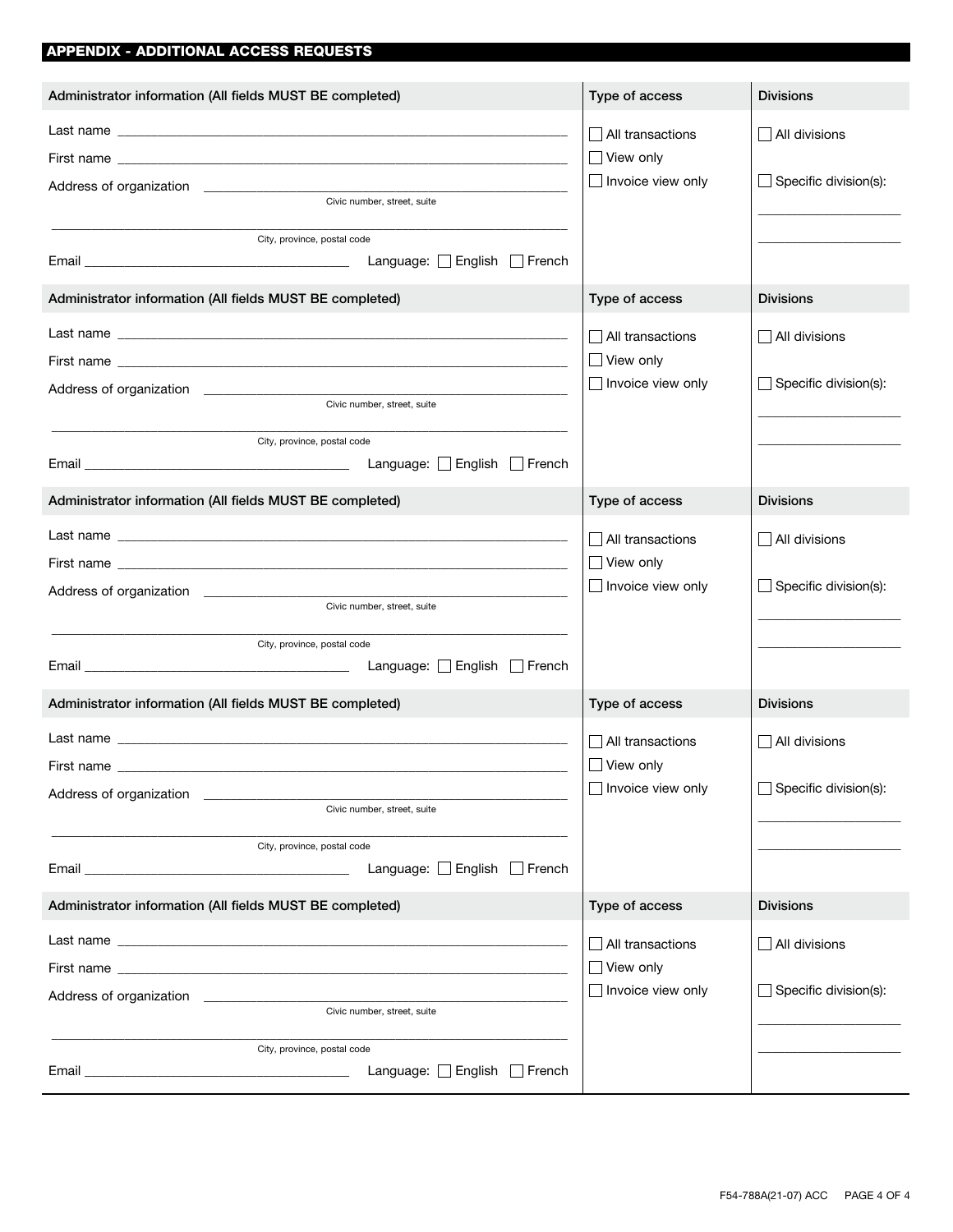## APPENDIX - ADDITIONAL ACCESS REQUESTS

| Administrator information (All fields MUST BE completed) | Type of access | Divisions |
|---|---|---|
| Last name ____________________<br>First name ____________________<br>Address of organization ____________________<br>Civic number, street, suite<br>____________________<br>City, province, postal code<br>Email ____________________ Language: ☐ English ☐ French | ☐ All transactions<br>☐ View only<br>☐ Invoice view only | ☐ All divisions<br>☐ Specific division(s):<br>____________________<br>____________________ |

| Administrator information (All fields MUST BE completed) | Type of access | Divisions |
|---|---|---|
| Last name ____________________<br>First name ____________________<br>Address of organization ____________________<br>Civic number, street, suite<br>____________________<br>City, province, postal code<br>Email ____________________ Language: ☐ English ☐ French | ☐ All transactions<br>☐ View only<br>☐ Invoice view only | ☐ All divisions<br>☐ Specific division(s):<br>____________________<br>____________________ |

| Administrator information (All fields MUST BE completed) | Type of access | Divisions |
|---|---|---|
| Last name ____________________<br>First name ____________________<br>Address of organization ____________________<br>Civic number, street, suite<br>____________________<br>City, province, postal code<br>Email ____________________ Language: ☐ English ☐ French | ☐ All transactions<br>☐ View only<br>☐ Invoice view only | ☐ All divisions<br>☐ Specific division(s):<br>____________________<br>____________________ |

| Administrator information (All fields MUST BE completed) | Type of access | Divisions |
|---|---|---|
| Last name ____________________<br>First name ____________________<br>Address of organization ____________________<br>Civic number, street, suite<br>____________________<br>City, province, postal code<br>Email ____________________ Language: ☐ English ☐ French | ☐ All transactions<br>☐ View only<br>☐ Invoice view only | ☐ All divisions<br>☐ Specific division(s):<br>____________________<br>____________________ |

| Administrator information (All fields MUST BE completed) | Type of access | Divisions |
|---|---|---|
| Last name ____________________<br>First name ____________________<br>Address of organization ____________________<br>Civic number, street, suite<br>____________________<br>City, province, postal code<br>Email ____________________ Language: ☐ English ☐ French | ☐ All transactions<br>☐ View only<br>☐ Invoice view only | ☐ All divisions<br>☐ Specific division(s):<br>____________________<br>____________________ |

F54-788A(21-07) ACC